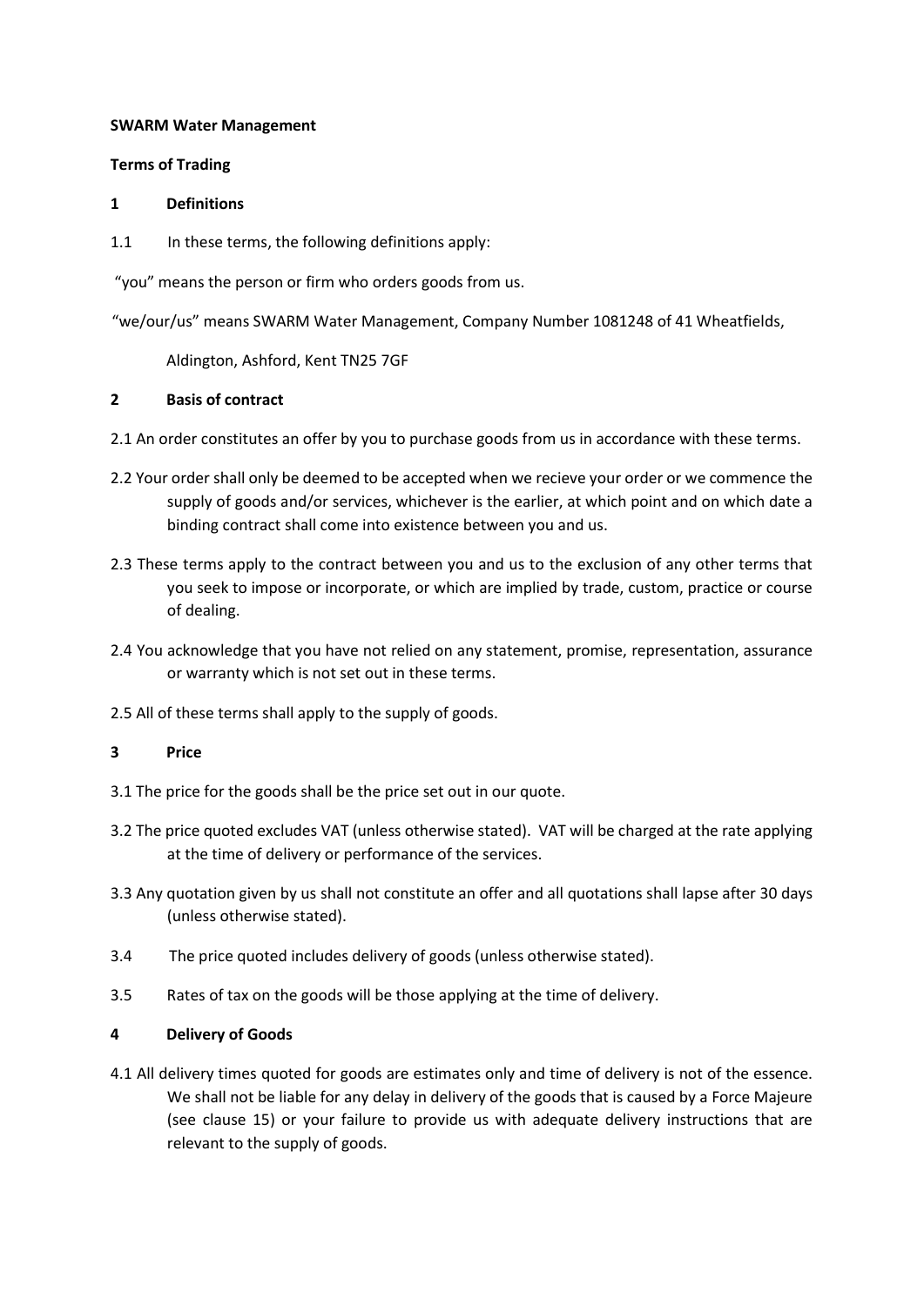**SWARM Water Management**

**Terms of Trading**

## 1 Definitions

1.1 In these terms, the following definitions apply:

"you" means the person or firm who orders goods from us.

"we/our/us" means SWARM Water Management, Company Number 1081248 of 41 Wheatfields, Aldington, Ashford, Kent TN25 7GF

## 2 Basis of contract

2.1 An order constitutes an offer by you to purchase goods from us in accordance with these terms.

2.2 Your order shall only be deemed to be accepted when we recieve your order or we commence the supply of goods and/or services, whichever is the earlier, at which point and on which date a binding contract shall come into existence between you and us.

2.3 These terms apply to the contract between you and us to the exclusion of any other terms that you seek to impose or incorporate, or which are implied by trade, custom, practice or course of dealing.

2.4 You acknowledge that you have not relied on any statement, promise, representation, assurance or warranty which is not set out in these terms.

2.5 All of these terms shall apply to the supply of goods.

## 3 Price

3.1 The price for the goods shall be the price set out in our quote.

3.2 The price quoted excludes VAT (unless otherwise stated). VAT will be charged at the rate applying at the time of delivery or performance of the services.

3.3 Any quotation given by us shall not constitute an offer and all quotations shall lapse after 30 days (unless otherwise stated).

3.4 The price quoted includes delivery of goods (unless otherwise stated).

3.5 Rates of tax on the goods will be those applying at the time of delivery.

## 4 Delivery of Goods

4.1 All delivery times quoted for goods are estimates only and time of delivery is not of the essence. We shall not be liable for any delay in delivery of the goods that is caused by a Force Majeure (see clause 15) or your failure to provide us with adequate delivery instructions that are relevant to the supply of goods.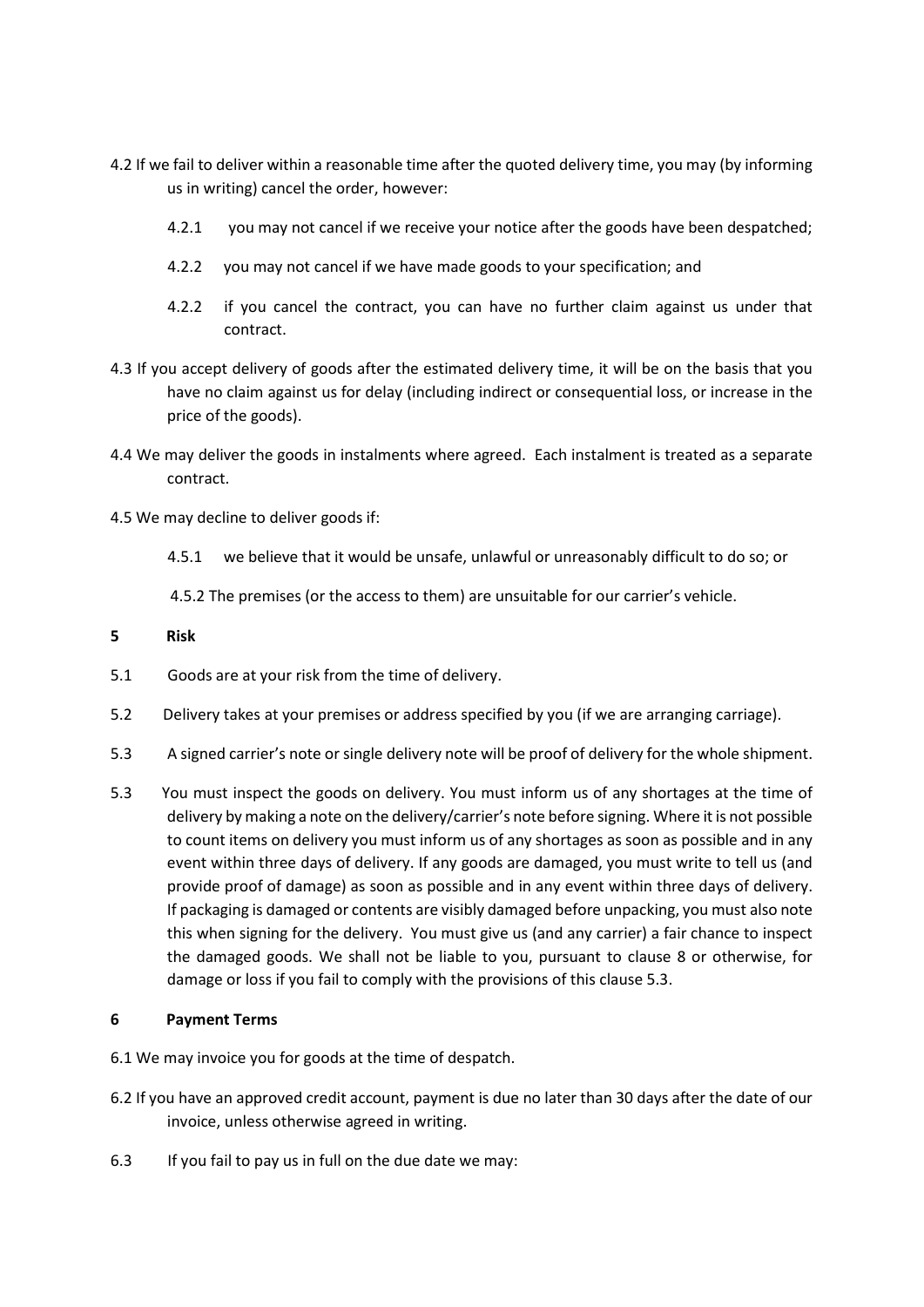4.2 If we fail to deliver within a reasonable time after the quoted delivery time, you may (by informing us in writing) cancel the order, however:

4.2.1 you may not cancel if we receive your notice after the goods have been despatched;

4.2.2 you may not cancel if we have made goods to your specification; and

4.2.2 if you cancel the contract, you can have no further claim against us under that contract.

4.3 If you accept delivery of goods after the estimated delivery time, it will be on the basis that you have no claim against us for delay (including indirect or consequential loss, or increase in the price of the goods).

4.4 We may deliver the goods in instalments where agreed. Each instalment is treated as a separate contract.

4.5 We may decline to deliver goods if:

4.5.1 we believe that it would be unsafe, unlawful or unreasonably difficult to do so; or

4.5.2 The premises (or the access to them) are unsuitable for our carrier's vehicle.

**5 Risk**

5.1 Goods are at your risk from the time of delivery.

5.2 Delivery takes at your premises or address specified by you (if we are arranging carriage).

5.3 A signed carrier's note or single delivery note will be proof of delivery for the whole shipment.

5.3 You must inspect the goods on delivery. You must inform us of any shortages at the time of delivery by making a note on the delivery/carrier's note before signing. Where it is not possible to count items on delivery you must inform us of any shortages as soon as possible and in any event within three days of delivery. If any goods are damaged, you must write to tell us (and provide proof of damage) as soon as possible and in any event within three days of delivery. If packaging is damaged or contents are visibly damaged before unpacking, you must also note this when signing for the delivery. You must give us (and any carrier) a fair chance to inspect the damaged goods. We shall not be liable to you, pursuant to clause 8 or otherwise, for damage or loss if you fail to comply with the provisions of this clause 5.3.

**6 Payment Terms**

6.1 We may invoice you for goods at the time of despatch.

6.2 If you have an approved credit account, payment is due no later than 30 days after the date of our invoice, unless otherwise agreed in writing.

6.3 If you fail to pay us in full on the due date we may: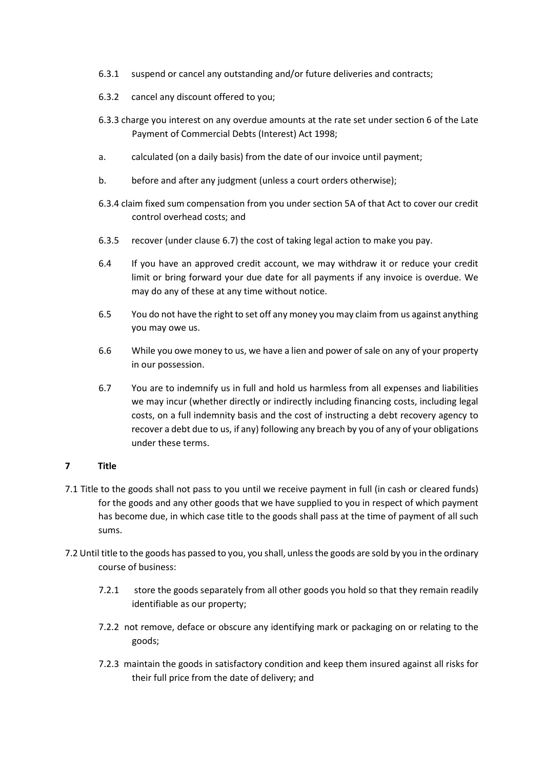6.3.1 suspend or cancel any outstanding and/or future deliveries and contracts;

6.3.2 cancel any discount offered to you;

6.3.3 charge you interest on any overdue amounts at the rate set under section 6 of the Late Payment of Commercial Debts (Interest) Act 1998;

a. calculated (on a daily basis) from the date of our invoice until payment;

b. before and after any judgment (unless a court orders otherwise);

6.3.4 claim fixed sum compensation from you under section 5A of that Act to cover our credit control overhead costs; and

6.3.5 recover (under clause 6.7) the cost of taking legal action to make you pay.

6.4 If you have an approved credit account, we may withdraw it or reduce your credit limit or bring forward your due date for all payments if any invoice is overdue. We may do any of these at any time without notice.

6.5 You do not have the right to set off any money you may claim from us against anything you may owe us.

6.6 While you owe money to us, we have a lien and power of sale on any of your property in our possession.

6.7 You are to indemnify us in full and hold us harmless from all expenses and liabilities we may incur (whether directly or indirectly including financing costs, including legal costs, on a full indemnity basis and the cost of instructing a debt recovery agency to recover a debt due to us, if any) following any breach by you of any of your obligations under these terms.

## 7 Title

7.1 Title to the goods shall not pass to you until we receive payment in full (in cash or cleared funds) for the goods and any other goods that we have supplied to you in respect of which payment has become due, in which case title to the goods shall pass at the time of payment of all such sums.

7.2 Until title to the goods has passed to you, you shall, unless the goods are sold by you in the ordinary course of business:

7.2.1 store the goods separately from all other goods you hold so that they remain readily identifiable as our property;

7.2.2 not remove, deface or obscure any identifying mark or packaging on or relating to the goods;

7.2.3 maintain the goods in satisfactory condition and keep them insured against all risks for their full price from the date of delivery; and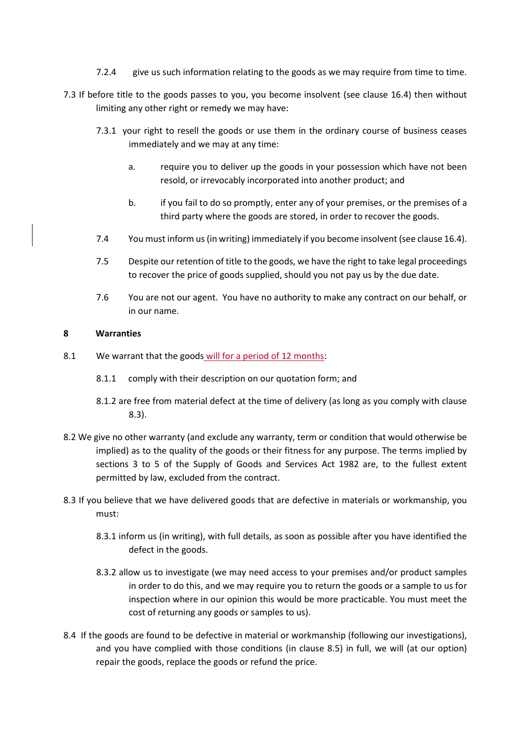7.2.4 give us such information relating to the goods as we may require from time to time.

7.3 If before title to the goods passes to you, you become insolvent (see clause 16.4) then without limiting any other right or remedy we may have:

7.3.1 your right to resell the goods or use them in the ordinary course of business ceases immediately and we may at any time:

a. require you to deliver up the goods in your possession which have not been resold, or irrevocably incorporated into another product; and

b. if you fail to do so promptly, enter any of your premises, or the premises of a third party where the goods are stored, in order to recover the goods.

7.4 You must inform us (in writing) immediately if you become insolvent (see clause 16.4).

7.5 Despite our retention of title to the goods, we have the right to take legal proceedings to recover the price of goods supplied, should you not pay us by the due date.

7.6 You are not our agent. You have no authority to make any contract on our behalf, or in our name.

## 8 Warranties

8.1 We warrant that the goods will for a period of 12 months:

8.1.1 comply with their description on our quotation form; and

8.1.2 are free from material defect at the time of delivery (as long as you comply with clause 8.3).

8.2 We give no other warranty (and exclude any warranty, term or condition that would otherwise be implied) as to the quality of the goods or their fitness for any purpose. The terms implied by sections 3 to 5 of the Supply of Goods and Services Act 1982 are, to the fullest extent permitted by law, excluded from the contract.

8.3 If you believe that we have delivered goods that are defective in materials or workmanship, you must:

8.3.1 inform us (in writing), with full details, as soon as possible after you have identified the defect in the goods.

8.3.2 allow us to investigate (we may need access to your premises and/or product samples in order to do this, and we may require you to return the goods or a sample to us for inspection where in our opinion this would be more practicable. You must meet the cost of returning any goods or samples to us).

8.4 If the goods are found to be defective in material or workmanship (following our investigations), and you have complied with those conditions (in clause 8.5) in full, we will (at our option) repair the goods, replace the goods or refund the price.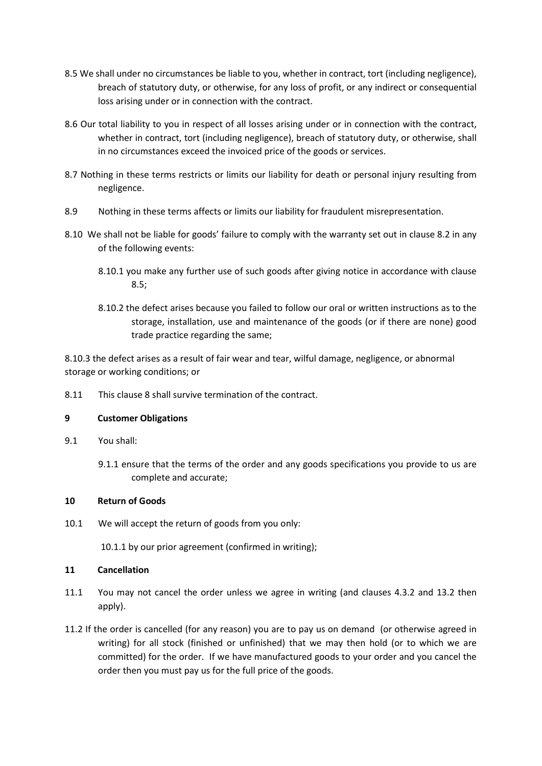8.5 We shall under no circumstances be liable to you, whether in contract, tort (including negligence), breach of statutory duty, or otherwise, for any loss of profit, or any indirect or consequential loss arising under or in connection with the contract.

8.6 Our total liability to you in respect of all losses arising under or in connection with the contract, whether in contract, tort (including negligence), breach of statutory duty, or otherwise, shall in no circumstances exceed the invoiced price of the goods or services.

8.7 Nothing in these terms restricts or limits our liability for death or personal injury resulting from negligence.

8.9 Nothing in these terms affects or limits our liability for fraudulent misrepresentation.

8.10 We shall not be liable for goods' failure to comply with the warranty set out in clause 8.2 in any of the following events:

8.10.1 you make any further use of such goods after giving notice in accordance with clause 8.5;

8.10.2 the defect arises because you failed to follow our oral or written instructions as to the storage, installation, use and maintenance of the goods (or if there are none) good trade practice regarding the same;

8.10.3 the defect arises as a result of fair wear and tear, wilful damage, negligence, or abnormal storage or working conditions; or

8.11 This clause 8 shall survive termination of the contract.

**9 Customer Obligations**

9.1 You shall:

9.1.1 ensure that the terms of the order and any goods specifications you provide to us are complete and accurate;

**10 Return of Goods**

10.1 We will accept the return of goods from you only:

10.1.1 by our prior agreement (confirmed in writing);

**11 Cancellation**

11.1 You may not cancel the order unless we agree in writing (and clauses 4.3.2 and 13.2 then apply).

11.2 If the order is cancelled (for any reason) you are to pay us on demand (or otherwise agreed in writing) for all stock (finished or unfinished) that we may then hold (or to which we are committed) for the order. If we have manufactured goods to your order and you cancel the order then you must pay us for the full price of the goods.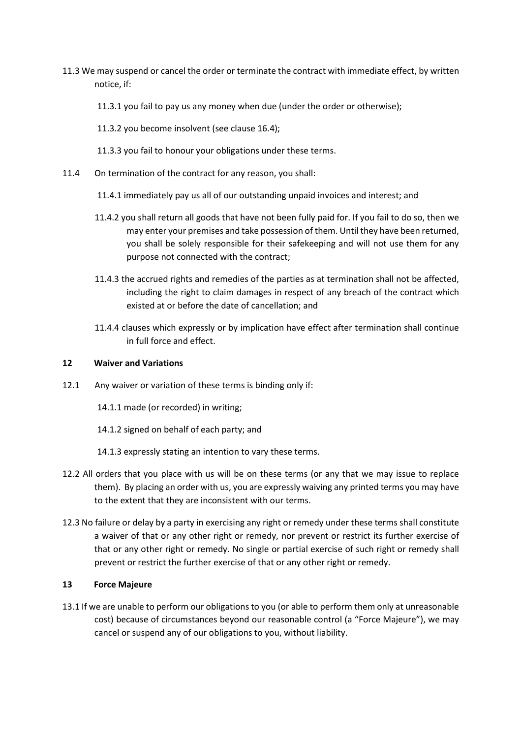11.3 We may suspend or cancel the order or terminate the contract with immediate effect, by written notice, if:

11.3.1 you fail to pay us any money when due (under the order or otherwise);

11.3.2 you become insolvent (see clause 16.4);

11.3.3 you fail to honour your obligations under these terms.

11.4 On termination of the contract for any reason, you shall:

11.4.1 immediately pay us all of our outstanding unpaid invoices and interest; and

11.4.2 you shall return all goods that have not been fully paid for. If you fail to do so, then we may enter your premises and take possession of them. Until they have been returned, you shall be solely responsible for their safekeeping and will not use them for any purpose not connected with the contract;

11.4.3 the accrued rights and remedies of the parties as at termination shall not be affected, including the right to claim damages in respect of any breach of the contract which existed at or before the date of cancellation; and

11.4.4 clauses which expressly or by implication have effect after termination shall continue in full force and effect.

## 12 Waiver and Variations

12.1 Any waiver or variation of these terms is binding only if:

14.1.1 made (or recorded) in writing;

14.1.2 signed on behalf of each party; and

14.1.3 expressly stating an intention to vary these terms.

12.2 All orders that you place with us will be on these terms (or any that we may issue to replace them). By placing an order with us, you are expressly waiving any printed terms you may have to the extent that they are inconsistent with our terms.

12.3 No failure or delay by a party in exercising any right or remedy under these terms shall constitute a waiver of that or any other right or remedy, nor prevent or restrict its further exercise of that or any other right or remedy. No single or partial exercise of such right or remedy shall prevent or restrict the further exercise of that or any other right or remedy.

## 13 Force Majeure

13.1 If we are unable to perform our obligations to you (or able to perform them only at unreasonable cost) because of circumstances beyond our reasonable control (a "Force Majeure"), we may cancel or suspend any of our obligations to you, without liability.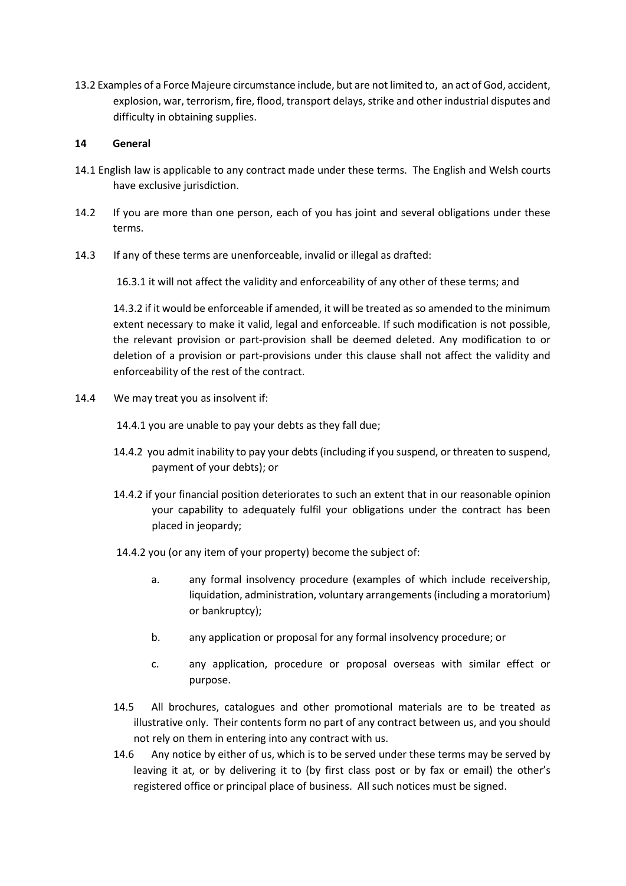13.2 Examples of a Force Majeure circumstance include, but are not limited to, an act of God, accident, explosion, war, terrorism, fire, flood, transport delays, strike and other industrial disputes and difficulty in obtaining supplies.

**14 General**

14.1 English law is applicable to any contract made under these terms. The English and Welsh courts have exclusive jurisdiction.

14.2 If you are more than one person, each of you has joint and several obligations under these terms.

14.3 If any of these terms are unenforceable, invalid or illegal as drafted:

16.3.1 it will not affect the validity and enforceability of any other of these terms; and

14.3.2 if it would be enforceable if amended, it will be treated as so amended to the minimum extent necessary to make it valid, legal and enforceable. If such modification is not possible, the relevant provision or part-provision shall be deemed deleted. Any modification to or deletion of a provision or part-provisions under this clause shall not affect the validity and enforceability of the rest of the contract.

14.4 We may treat you as insolvent if:

14.4.1 you are unable to pay your debts as they fall due;

14.4.2 you admit inability to pay your debts (including if you suspend, or threaten to suspend, payment of your debts); or

14.4.2 if your financial position deteriorates to such an extent that in our reasonable opinion your capability to adequately fulfil your obligations under the contract has been placed in jeopardy;

14.4.2 you (or any item of your property) become the subject of:

a. any formal insolvency procedure (examples of which include receivership, liquidation, administration, voluntary arrangements (including a moratorium) or bankruptcy);

b. any application or proposal for any formal insolvency procedure; or

c. any application, procedure or proposal overseas with similar effect or purpose.

14.5 All brochures, catalogues and other promotional materials are to be treated as illustrative only. Their contents form no part of any contract between us, and you should not rely on them in entering into any contract with us.

14.6 Any notice by either of us, which is to be served under these terms may be served by leaving it at, or by delivering it to (by first class post or by fax or email) the other's registered office or principal place of business. All such notices must be signed.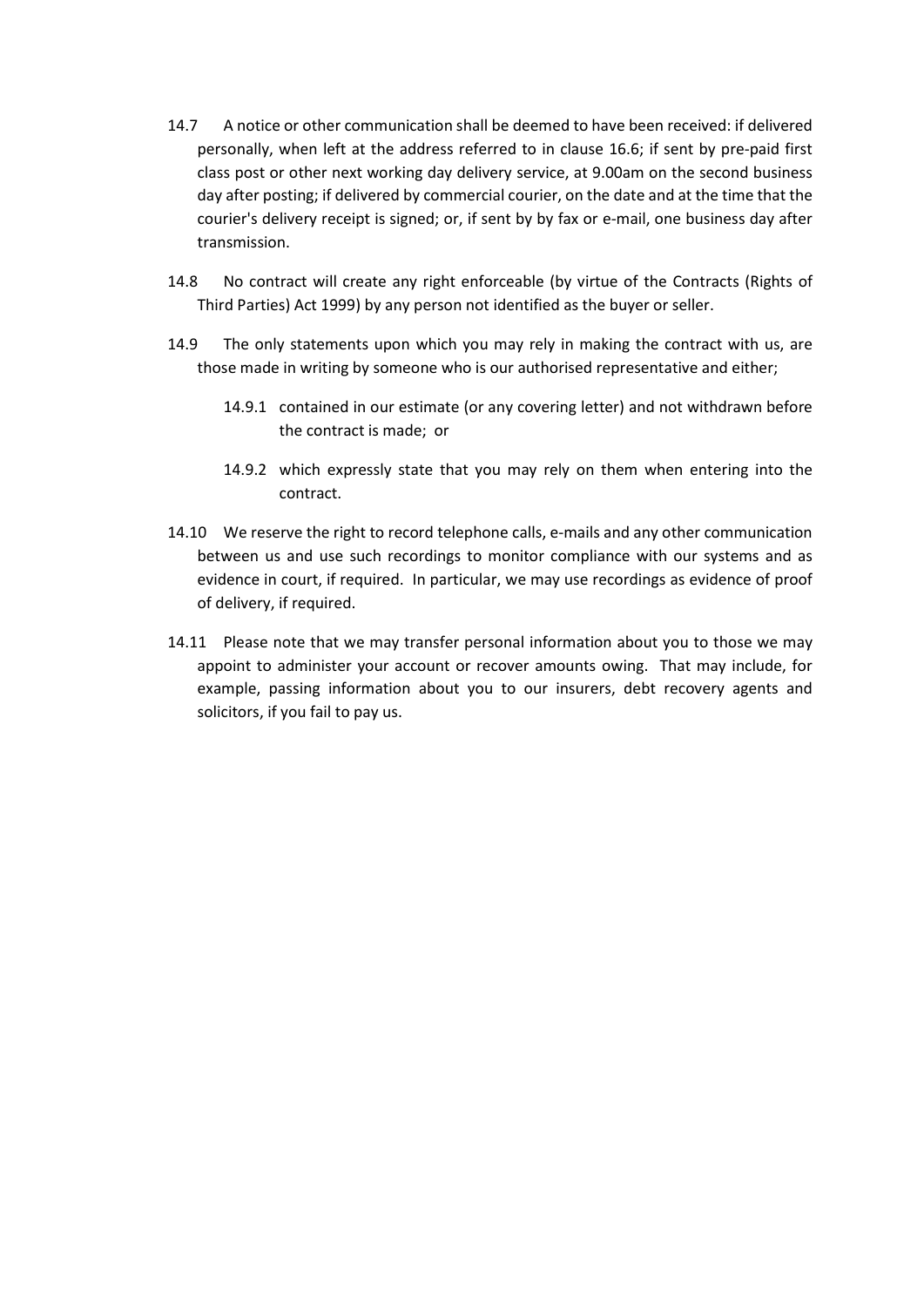14.7 A notice or other communication shall be deemed to have been received: if delivered personally, when left at the address referred to in clause 16.6; if sent by pre-paid first class post or other next working day delivery service, at 9.00am on the second business day after posting; if delivered by commercial courier, on the date and at the time that the courier's delivery receipt is signed; or, if sent by by fax or e-mail, one business day after transmission.

14.8 No contract will create any right enforceable (by virtue of the Contracts (Rights of Third Parties) Act 1999) by any person not identified as the buyer or seller.

14.9 The only statements upon which you may rely in making the contract with us, are those made in writing by someone who is our authorised representative and either;

> 14.9.1 contained in our estimate (or any covering letter) and not withdrawn before the contract is made; or
>
> 14.9.2 which expressly state that you may rely on them when entering into the contract.

14.10 We reserve the right to record telephone calls, e-mails and any other communication between us and use such recordings to monitor compliance with our systems and as evidence in court, if required. In particular, we may use recordings as evidence of proof of delivery, if required.

14.11 Please note that we may transfer personal information about you to those we may appoint to administer your account or recover amounts owing. That may include, for example, passing information about you to our insurers, debt recovery agents and solicitors, if you fail to pay us.